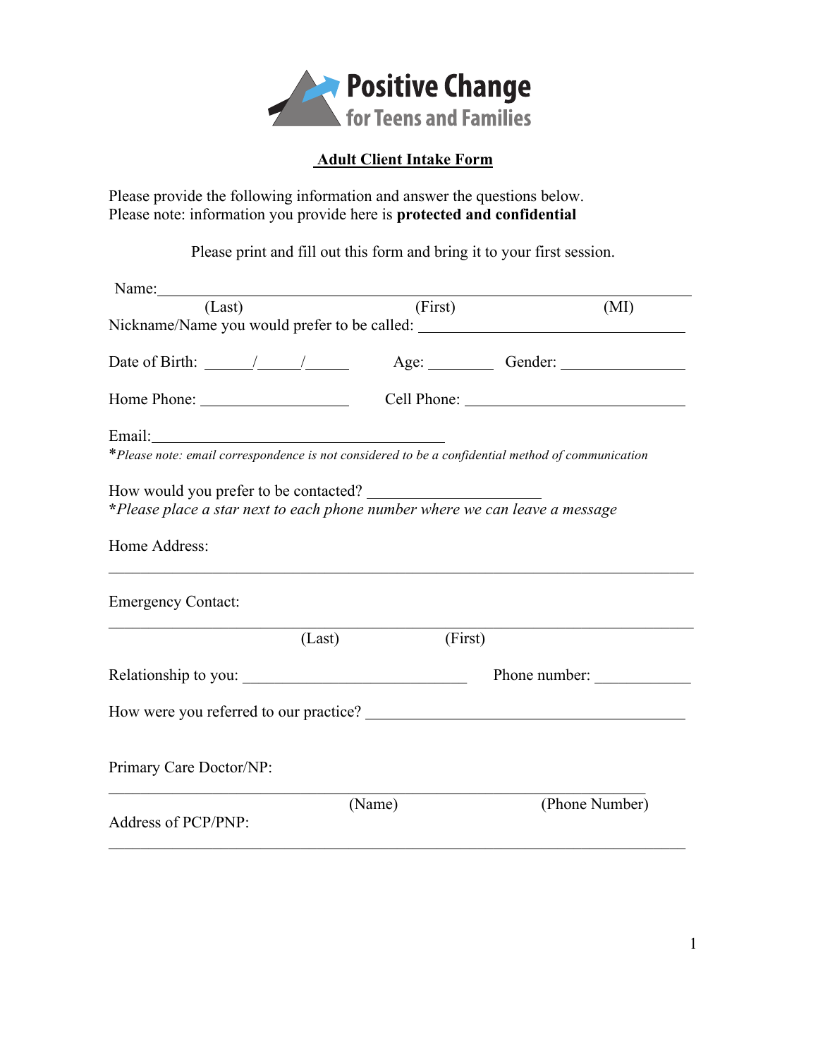**Positive Change**
**for Teens and Families**

## Adult Client Intake Form

Please provide the following information and answer the questions below.
Please note: information you provide here is **protected and confidential**

Please print and fill out this form and bring it to your first session.

Name:________________________________________________________________
(Last) (First) (MI)

Nickname/Name you would prefer to be called: ______________________________

Date of Birth: ______/_____/______ Age: ________ Gender: ________________

Home Phone: ___________________ Cell Phone: ____________________________

Email:______________________________________

**\****Please note: email correspondence is not considered to be a confidential method of communication*

How would you prefer to be contacted? ______________________

***Please place a star next to each phone number where we can leave a message***

Home Address:

_____________________________________________________________________________

Emergency Contact:

_____________________________________________________________________________
(Last) (First)

Relationship to you: _____________________________ Phone number: ____________

How were you referred to our practice? _________________________________________

Primary Care Doctor/NP:

_____________________________________________________________________________
(Name) (Phone Number)

Address of PCP/PNP:

_____________________________________________________________________________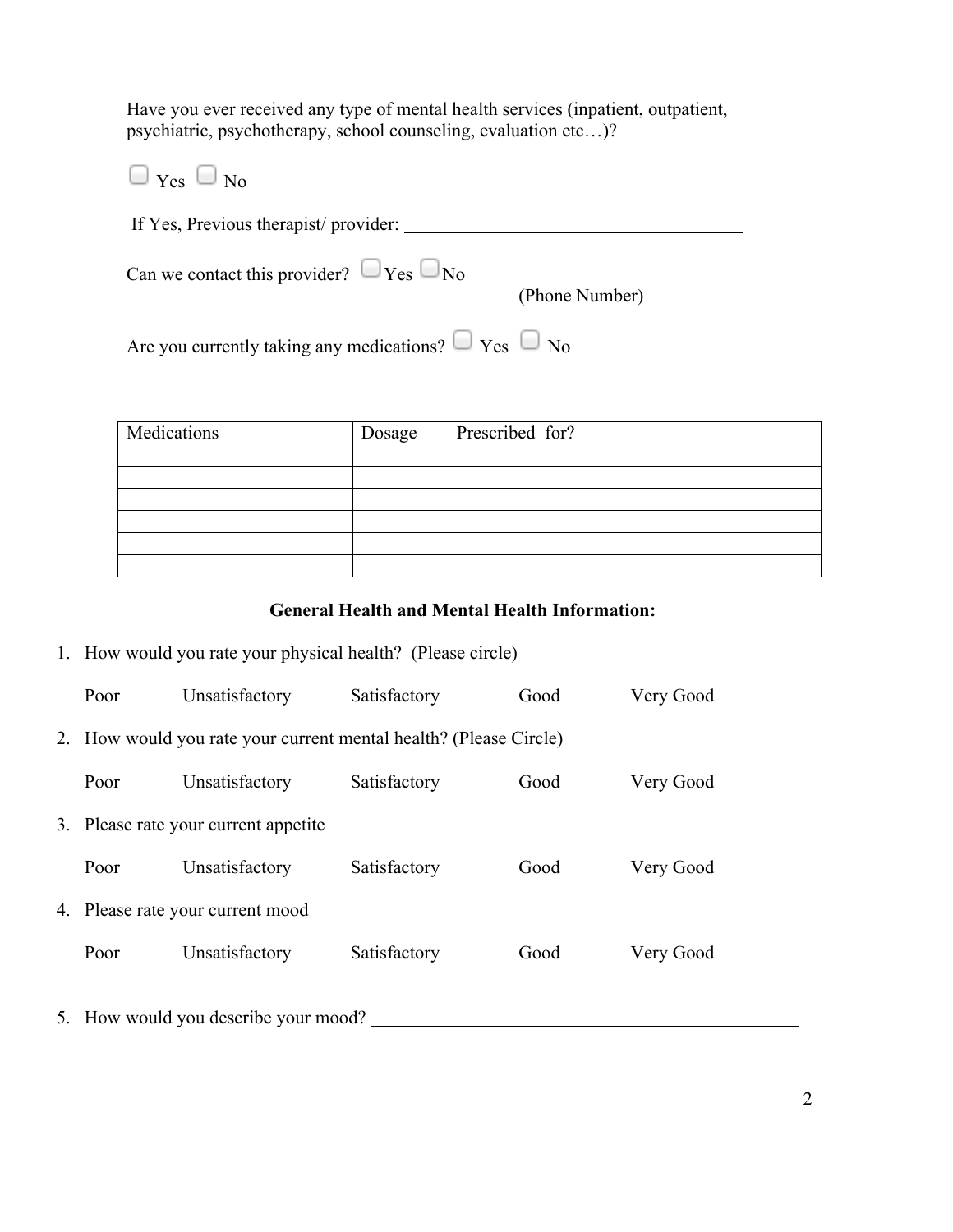Have you ever received any type of mental health services (inpatient, outpatient, psychiatric, psychotherapy, school counseling, evaluation etc…)?

☐ Yes ☐ No

If Yes, Previous therapist/ provider: ___________________________________

Can we contact this provider? ☐ Yes ☐ No ___________________________________
(Phone Number)

Are you currently taking any medications? ☐ Yes ☐ No

| Medications | Dosage | Prescribed for? |
|---|---|---|
| | | |
| | | |
| | | |
| | | |
| | | |
| | | |

**General Health and Mental Health Information:**

1. How would you rate your physical health? (Please circle)

   Poor Unsatisfactory Satisfactory Good Very Good

2. How would you rate your current mental health? (Please Circle)

   Poor Unsatisfactory Satisfactory Good Very Good

3. Please rate your current appetite

   Poor Unsatisfactory Satisfactory Good Very Good

4. Please rate your current mood

   Poor Unsatisfactory Satisfactory Good Very Good

5. How would you describe your mood? ___________________________________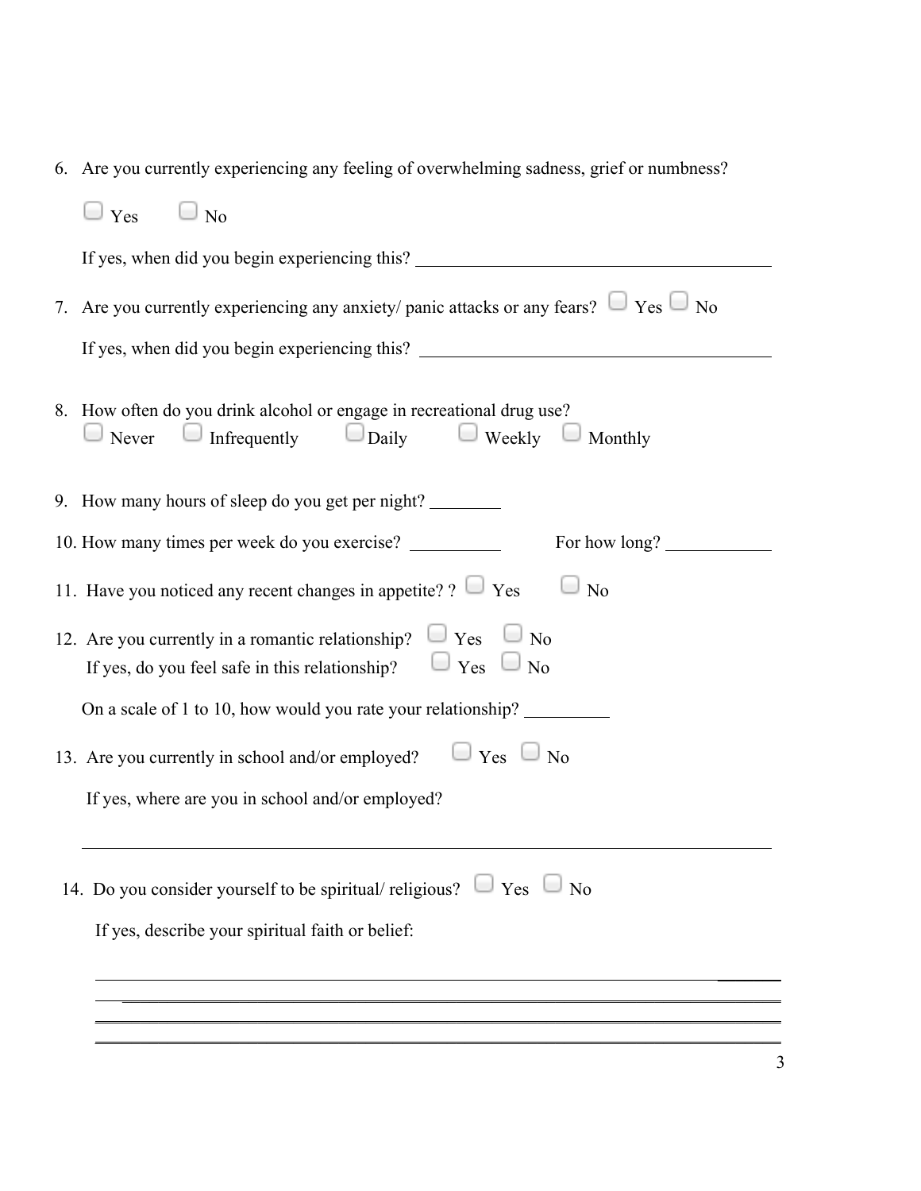6. Are you currently experiencing any feeling of overwhelming sadness, grief or numbness?

   ☐ Yes ☐ No

   If yes, when did you begin experiencing this? ________________________________

7. Are you currently experiencing any anxiety/ panic attacks or any fears? ☐ Yes ☐ No

   If yes, when did you begin experiencing this? ________________________________

8. How often do you drink alcohol or engage in recreational drug use?

   ☐ Never ☐ Infrequently ☐ Daily ☐ Weekly ☐ Monthly

9. How many hours of sleep do you get per night? ________

10. How many times per week do you exercise? ________ For how long? ________

11. Have you noticed any recent changes in appetite? ? ☐ Yes ☐ No

12. Are you currently in a romantic relationship? ☐ Yes ☐ No

    If yes, do you feel safe in this relationship? ☐ Yes ☐ No

    On a scale of 1 to 10, how would you rate your relationship? ________

13. Are you currently in school and/or employed? ☐ Yes ☐ No

    If yes, where are you in school and/or employed?

    ________________________________________________________________

14. Do you consider yourself to be spiritual/ religious? ☐ Yes ☐ No

    If yes, describe your spiritual faith or belief:

    ________________________________________________________________

    ________________________________________________________________

    ________________________________________________________________

    ________________________________________________________________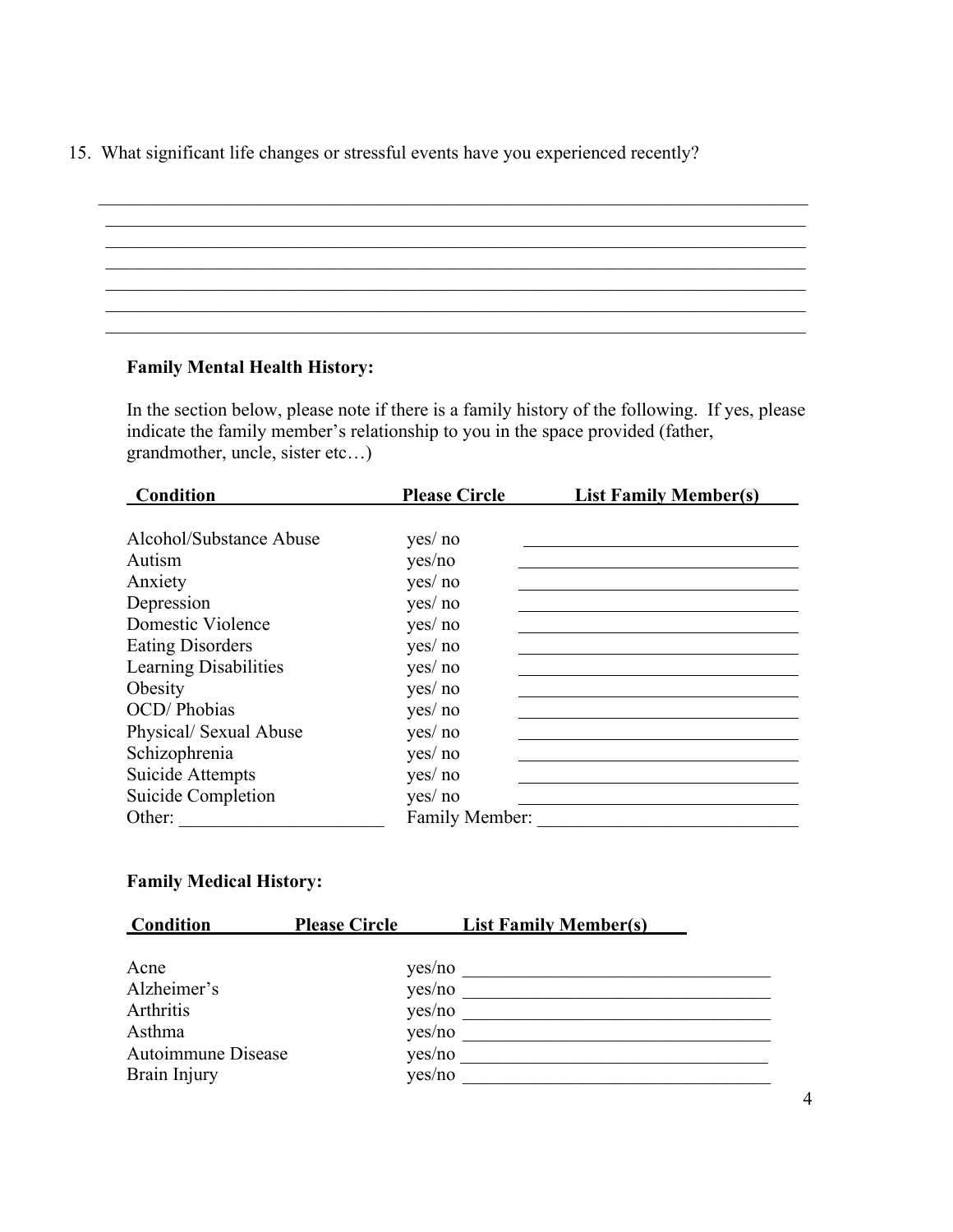15. What significant life changes or stressful events have you experienced recently?

\_\_\_\_\_\_\_\_\_\_\_\_\_\_\_\_\_\_\_\_\_\_\_\_\_\_\_\_\_\_\_\_\_\_\_\_\_\_\_\_\_\_\_\_\_\_\_\_\_\_\_\_\_\_\_\_\_\_\_\_\_\_\_\_\_\_\_\_\_\_\_\_

\_\_\_\_\_\_\_\_\_\_\_\_\_\_\_\_\_\_\_\_\_\_\_\_\_\_\_\_\_\_\_\_\_\_\_\_\_\_\_\_\_\_\_\_\_\_\_\_\_\_\_\_\_\_\_\_\_\_\_\_\_\_\_\_\_\_\_\_\_\_\_\_

\_\_\_\_\_\_\_\_\_\_\_\_\_\_\_\_\_\_\_\_\_\_\_\_\_\_\_\_\_\_\_\_\_\_\_\_\_\_\_\_\_\_\_\_\_\_\_\_\_\_\_\_\_\_\_\_\_\_\_\_\_\_\_\_\_\_\_\_\_\_\_\_

\_\_\_\_\_\_\_\_\_\_\_\_\_\_\_\_\_\_\_\_\_\_\_\_\_\_\_\_\_\_\_\_\_\_\_\_\_\_\_\_\_\_\_\_\_\_\_\_\_\_\_\_\_\_\_\_\_\_\_\_\_\_\_\_\_\_\_\_\_\_\_\_

\_\_\_\_\_\_\_\_\_\_\_\_\_\_\_\_\_\_\_\_\_\_\_\_\_\_\_\_\_\_\_\_\_\_\_\_\_\_\_\_\_\_\_\_\_\_\_\_\_\_\_\_\_\_\_\_\_\_\_\_\_\_\_\_\_\_\_\_\_\_\_\_

\_\_\_\_\_\_\_\_\_\_\_\_\_\_\_\_\_\_\_\_\_\_\_\_\_\_\_\_\_\_\_\_\_\_\_\_\_\_\_\_\_\_\_\_\_\_\_\_\_\_\_\_\_\_\_\_\_\_\_\_\_\_\_\_\_\_\_\_\_\_\_\_

\_\_\_\_\_\_\_\_\_\_\_\_\_\_\_\_\_\_\_\_\_\_\_\_\_\_\_\_\_\_\_\_\_\_\_\_\_\_\_\_\_\_\_\_\_\_\_\_\_\_\_\_\_\_\_\_\_\_\_\_\_\_\_\_\_\_\_\_\_\_\_\_

**Family Mental Health History:**

In the section below, please note if there is a family history of the following. If yes, please indicate the family member's relationship to you in the space provided (father, grandmother, uncle, sister etc…)

| Condition | Please Circle | List Family Member(s) |
|---|---|---|
| Alcohol/Substance Abuse | yes/ no | |
| Autism | yes/no | |
| Anxiety | yes/ no | |
| Depression | yes/ no | |
| Domestic Violence | yes/ no | |
| Eating Disorders | yes/ no | |
| Learning Disabilities | yes/ no | |
| Obesity | yes/ no | |
| OCD/ Phobias | yes/ no | |
| Physical/ Sexual Abuse | yes/ no | |
| Schizophrenia | yes/ no | |
| Suicide Attempts | yes/ no | |
| Suicide Completion | yes/ no | |
| Other: \_\_\_\_\_\_\_\_\_\_\_\_\_\_\_\_\_\_\_\_ | Family Member: | |

**Family Medical History:**

| Condition | Please Circle | List Family Member(s) |
|---|---|---|
| Acne | yes/no | |
| Alzheimer's | yes/no | |
| Arthritis | yes/no | |
| Asthma | yes/no | |
| Autoimmune Disease | yes/no | |
| Brain Injury | yes/no | |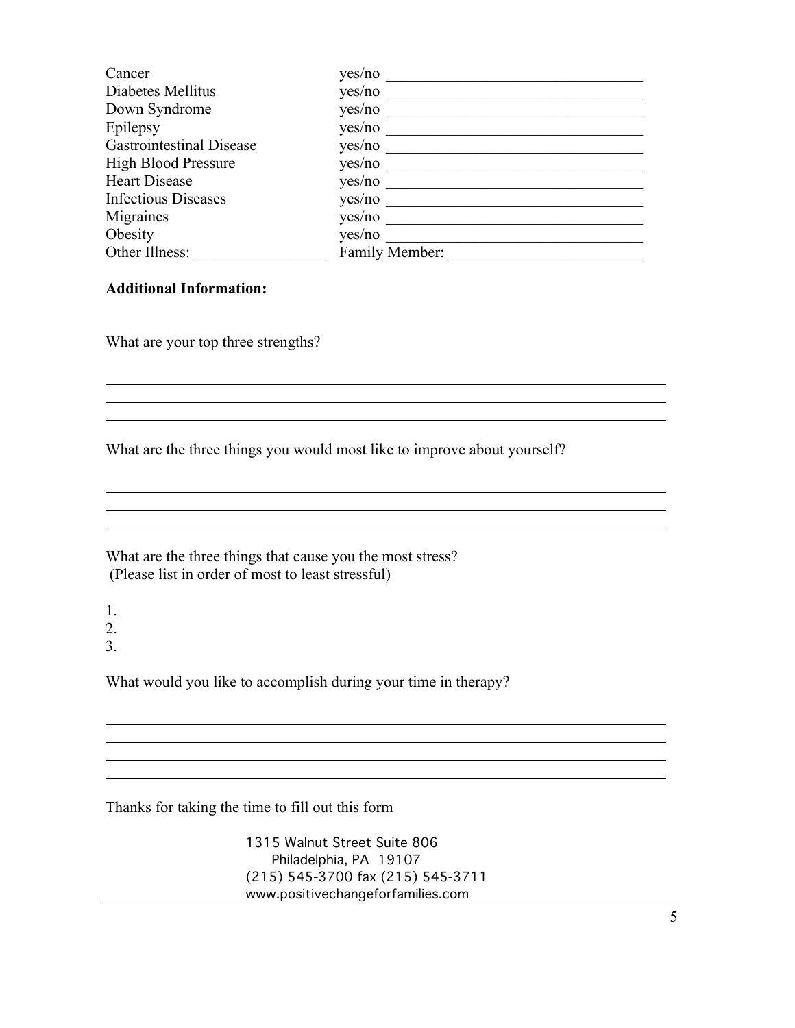| | |
|---|---|
| Cancer | yes/no ________________________________ |
| Diabetes Mellitus | yes/no ________________________________ |
| Down Syndrome | yes/no ________________________________ |
| Epilepsy | yes/no ________________________________ |
| Gastrointestinal Disease | yes/no ________________________________ |
| High Blood Pressure | yes/no ________________________________ |
| Heart Disease | yes/no ________________________________ |
| Infectious Diseases | yes/no ________________________________ |
| Migraines | yes/no ________________________________ |
| Obesity | yes/no ________________________________ |
| Other Illness: ________________ | Family Member: _______________________ |

**Additional Information:**

What are your top three strengths?

______________________________________________________________________
______________________________________________________________________
______________________________________________________________________

What are the three things you would most like to improve about yourself?

______________________________________________________________________
______________________________________________________________________
______________________________________________________________________

What are the three things that cause you the most stress?
(Please list in order of most to least stressful)

1.
2.
3.

What would you like to accomplish during your time in therapy?

______________________________________________________________________
______________________________________________________________________
______________________________________________________________________
______________________________________________________________________

Thanks for taking the time to fill out this form

1315 Walnut Street Suite 806
Philadelphia, PA 19107
(215) 545-3700 fax (215) 545-3711
www.positivechangeforfamilies.com